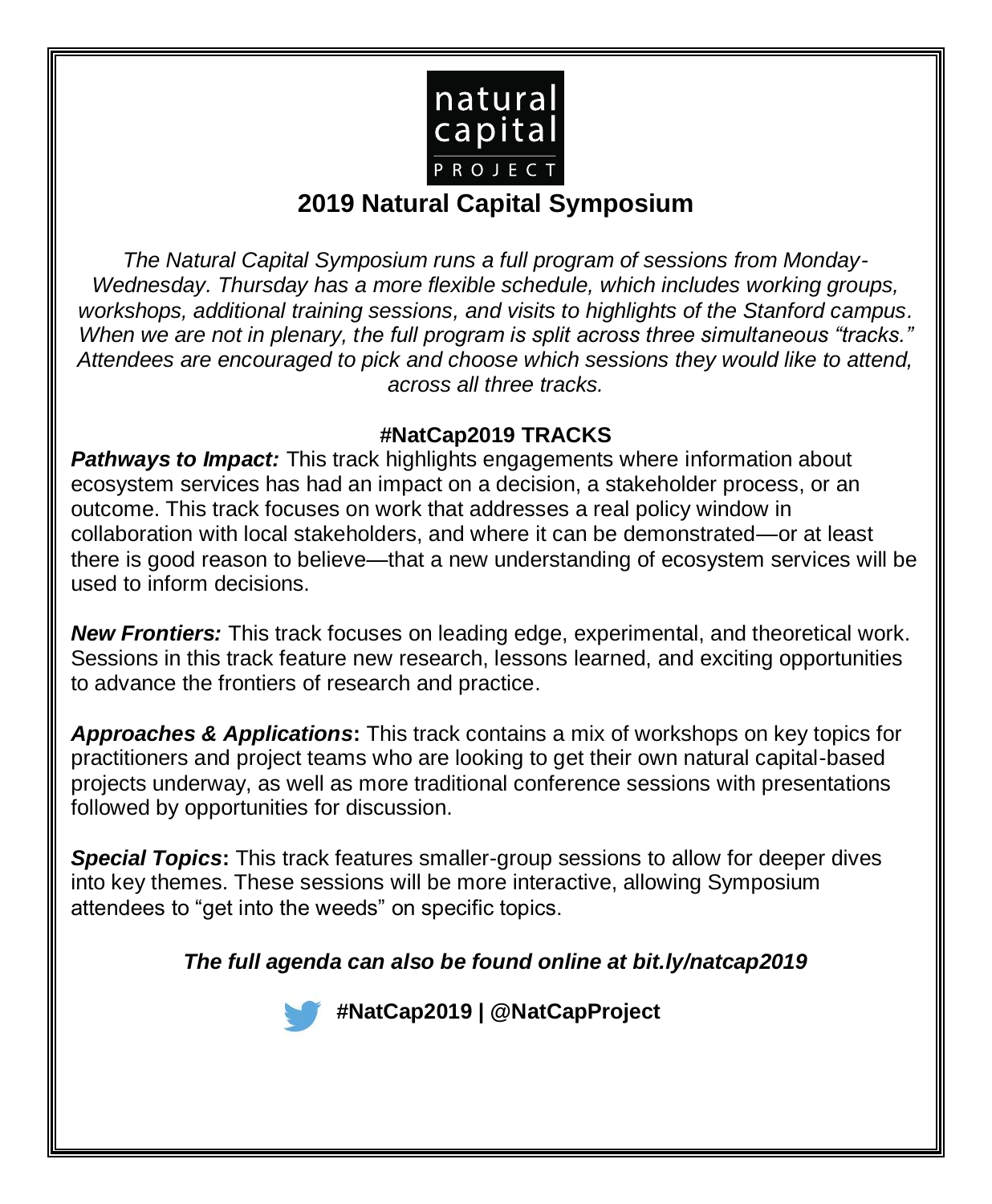natural capital PROJECT

# 2019 Natural Capital Symposium

*The Natural Capital Symposium runs a full program of sessions from Monday-Wednesday. Thursday has a more flexible schedule, which includes working groups, workshops, additional training sessions, and visits to highlights of the Stanford campus. When we are not in plenary, the full program is split across three simultaneous "tracks." Attendees are encouraged to pick and choose which sessions they would like to attend, across all three tracks.*

## #NatCap2019 TRACKS

***Pathways to Impact:*** This track highlights engagements where information about ecosystem services has had an impact on a decision, a stakeholder process, or an outcome. This track focuses on work that addresses a real policy window in collaboration with local stakeholders, and where it can be demonstrated—or at least there is good reason to believe—that a new understanding of ecosystem services will be used to inform decisions.

***New Frontiers:*** This track focuses on leading edge, experimental, and theoretical work. Sessions in this track feature new research, lessons learned, and exciting opportunities to advance the frontiers of research and practice.

***Approaches & Applications*****:** This track contains a mix of workshops on key topics for practitioners and project teams who are looking to get their own natural capital-based projects underway, as well as more traditional conference sessions with presentations followed by opportunities for discussion.

***Special Topics*****:** This track features smaller-group sessions to allow for deeper dives into key themes. These sessions will be more interactive, allowing Symposium attendees to "get into the weeds" on specific topics.

***The full agenda can also be found online at bit.ly/natcap2019***

**#NatCap2019 | @NatCapProject**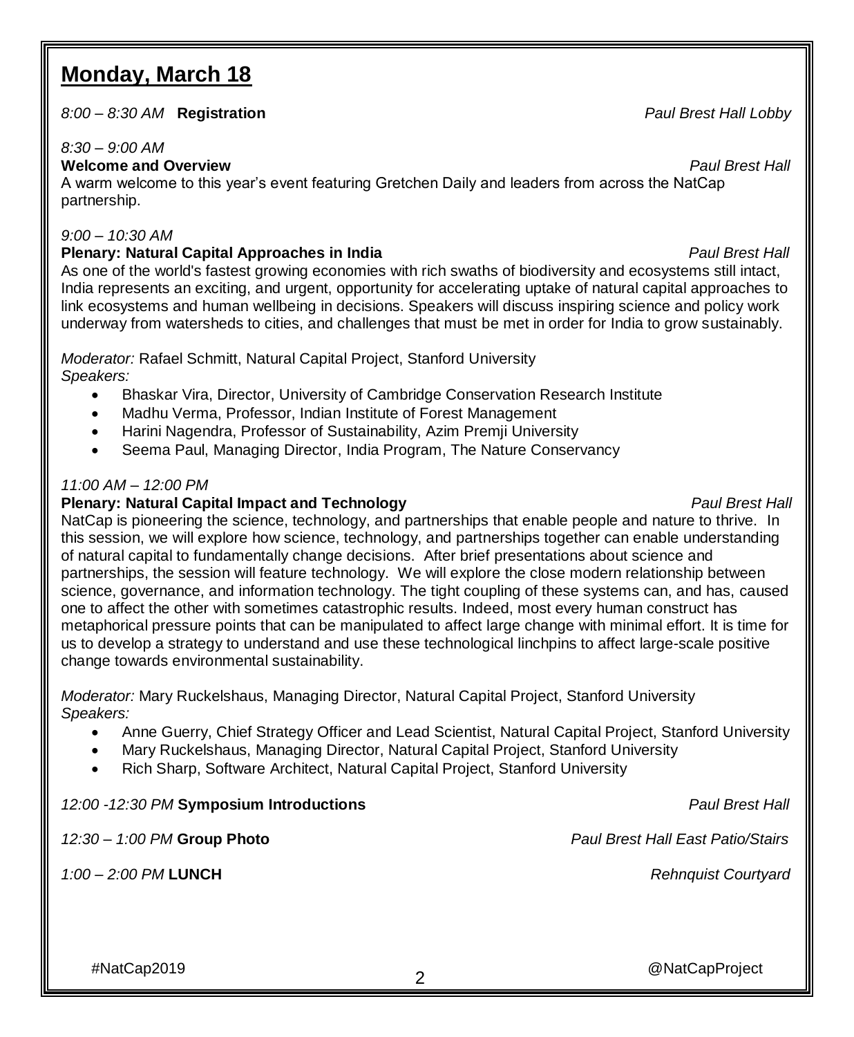## Monday, March 18

*8:00 – 8:30 AM* **Registration** *Paul Brest Hall Lobby*

*8:30 – 9:00 AM*
**Welcome and Overview** *Paul Brest Hall*
A warm welcome to this year's event featuring Gretchen Daily and leaders from across the NatCap partnership.

*9:00 – 10:30 AM*
**Plenary: Natural Capital Approaches in India** *Paul Brest Hall*
As one of the world's fastest growing economies with rich swaths of biodiversity and ecosystems still intact, India represents an exciting, and urgent, opportunity for accelerating uptake of natural capital approaches to link ecosystems and human wellbeing in decisions. Speakers will discuss inspiring science and policy work underway from watersheds to cities, and challenges that must be met in order for India to grow sustainably.

*Moderator:* Rafael Schmitt, Natural Capital Project, Stanford University
*Speakers:*

- Bhaskar Vira, Director, University of Cambridge Conservation Research Institute
- Madhu Verma, Professor, Indian Institute of Forest Management
- Harini Nagendra, Professor of Sustainability, Azim Premji University
- Seema Paul, Managing Director, India Program, The Nature Conservancy

*11:00 AM – 12:00 PM*
**Plenary: Natural Capital Impact and Technology** *Paul Brest Hall*
NatCap is pioneering the science, technology, and partnerships that enable people and nature to thrive. In this session, we will explore how science, technology, and partnerships together can enable understanding of natural capital to fundamentally change decisions. After brief presentations about science and partnerships, the session will feature technology. We will explore the close modern relationship between science, governance, and information technology. The tight coupling of these systems can, and has, caused one to affect the other with sometimes catastrophic results. Indeed, most every human construct has metaphorical pressure points that can be manipulated to affect large change with minimal effort. It is time for us to develop a strategy to understand and use these technological linchpins to affect large-scale positive change towards environmental sustainability.

*Moderator:* Mary Ruckelshaus, Managing Director, Natural Capital Project, Stanford University
*Speakers:*

- Anne Guerry, Chief Strategy Officer and Lead Scientist, Natural Capital Project, Stanford University
- Mary Ruckelshaus, Managing Director, Natural Capital Project, Stanford University
- Rich Sharp, Software Architect, Natural Capital Project, Stanford University

*12:00 -12:30 PM* **Symposium Introductions** *Paul Brest Hall*

*12:30 – 1:00 PM* **Group Photo** *Paul Brest Hall East Patio/Stairs*

*1:00 – 2:00 PM* **LUNCH** *Rehnquist Courtyard*

#NatCap2019 @NatCapProject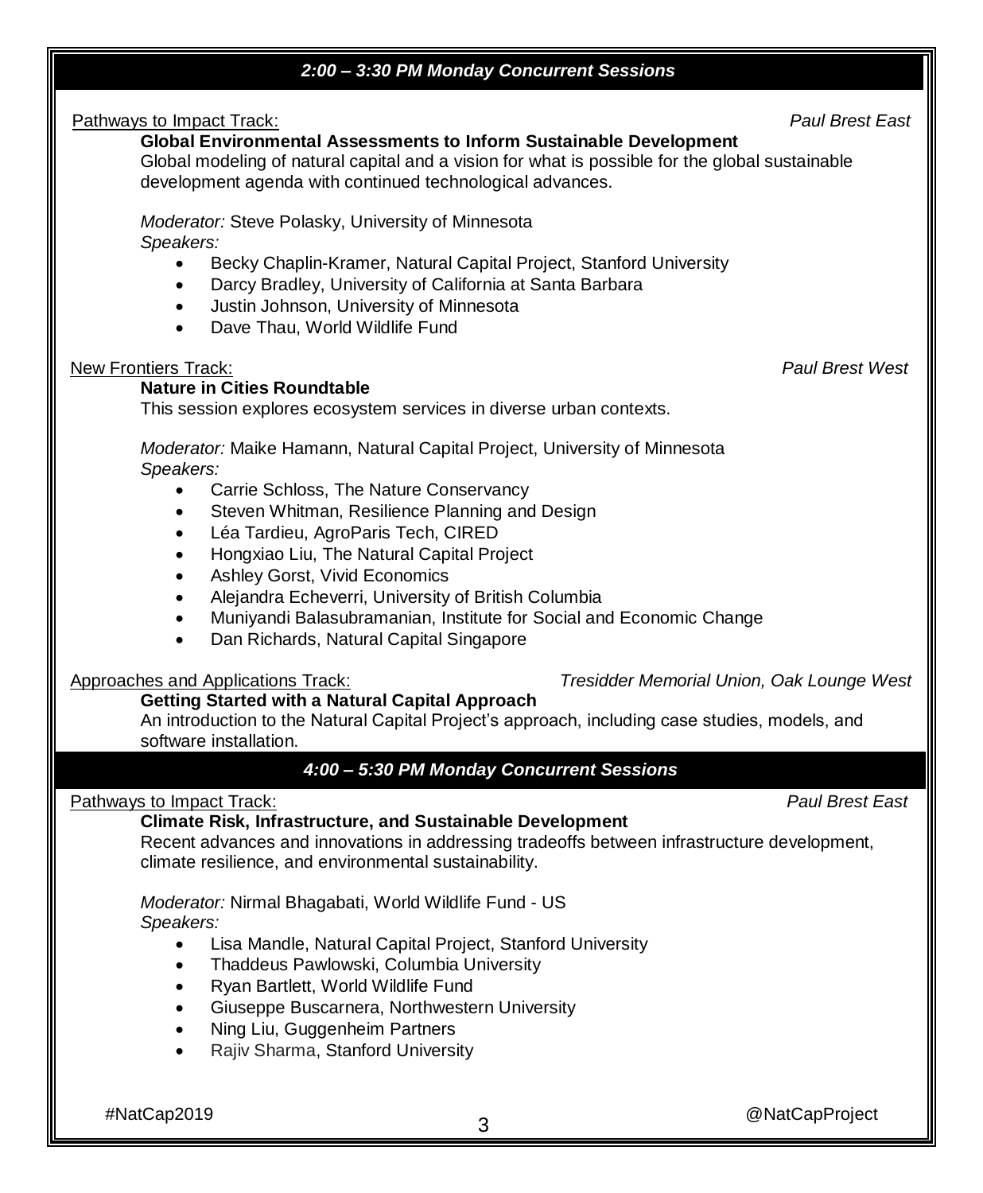## 2:00 – 3:30 PM Monday Concurrent Sessions

Pathways to Impact Track: *Paul Brest East*

**Global Environmental Assessments to Inform Sustainable Development**

Global modeling of natural capital and a vision for what is possible for the global sustainable development agenda with continued technological advances.

*Moderator:* Steve Polasky, University of Minnesota

*Speakers:*

- Becky Chaplin-Kramer, Natural Capital Project, Stanford University
- Darcy Bradley, University of California at Santa Barbara
- Justin Johnson, University of Minnesota
- Dave Thau, World Wildlife Fund

New Frontiers Track: *Paul Brest West*

**Nature in Cities Roundtable**

This session explores ecosystem services in diverse urban contexts.

*Moderator:* Maike Hamann, Natural Capital Project, University of Minnesota

*Speakers:*

- Carrie Schloss, The Nature Conservancy
- Steven Whitman, Resilience Planning and Design
- Léa Tardieu, AgroParis Tech, CIRED
- Hongxiao Liu, The Natural Capital Project
- Ashley Gorst, Vivid Economics
- Alejandra Echeverri, University of British Columbia
- Muniyandi Balasubramanian, Institute for Social and Economic Change
- Dan Richards, Natural Capital Singapore

Approaches and Applications Track: *Tresidder Memorial Union, Oak Lounge West*

**Getting Started with a Natural Capital Approach**

An introduction to the Natural Capital Project's approach, including case studies, models, and software installation.

## 4:00 – 5:30 PM Monday Concurrent Sessions

Pathways to Impact Track: *Paul Brest East*

**Climate Risk, Infrastructure, and Sustainable Development**

Recent advances and innovations in addressing tradeoffs between infrastructure development, climate resilience, and environmental sustainability.

*Moderator:* Nirmal Bhagabati, World Wildlife Fund - US

*Speakers:*

- Lisa Mandle, Natural Capital Project, Stanford University
- Thaddeus Pawlowski, Columbia University
- Ryan Bartlett, World Wildlife Fund
- Giuseppe Buscarnera, Northwestern University
- Ning Liu, Guggenheim Partners
- Rajiv Sharma, Stanford University

#NatCap2019 @NatCapProject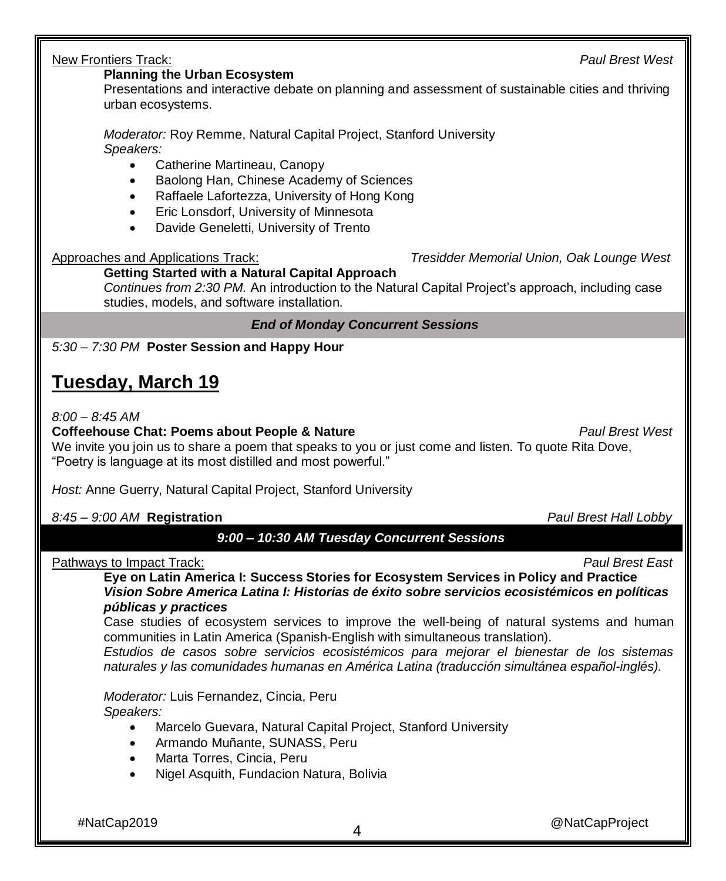New Frontiers Track: *Paul Brest West*

**Planning the Urban Ecosystem**

Presentations and interactive debate on planning and assessment of sustainable cities and thriving urban ecosystems.

*Moderator:* Roy Remme, Natural Capital Project, Stanford University

*Speakers:*

- Catherine Martineau, Canopy
- Baolong Han, Chinese Academy of Sciences
- Raffaele Lafortezza, University of Hong Kong
- Eric Lonsdorf, University of Minnesota
- Davide Geneletti, University of Trento

Approaches and Applications Track: *Tresidder Memorial Union, Oak Lounge West*

**Getting Started with a Natural Capital Approach**

*Continues from 2:30 PM.* An introduction to the Natural Capital Project's approach, including case studies, models, and software installation.

***End of Monday Concurrent Sessions***

*5:30 – 7:30 PM* **Poster Session and Happy Hour**

## Tuesday, March 19

*8:00 – 8:45 AM*

**Coffeehouse Chat: Poems about People & Nature** *Paul Brest West*

We invite you join us to share a poem that speaks to you or just come and listen. To quote Rita Dove, "Poetry is language at its most distilled and most powerful."

*Host:* Anne Guerry, Natural Capital Project, Stanford University

*8:45 – 9:00 AM* **Registration** *Paul Brest Hall Lobby*

***9:00 – 10:30 AM Tuesday Concurrent Sessions***

Pathways to Impact Track: *Paul Brest East*

**Eye on Latin America I: Success Stories for Ecosystem Services in Policy and Practice**

***Vision Sobre America Latina I: Historias de éxito sobre servicios ecosistémicos en políticas públicas y practices***

Case studies of ecosystem services to improve the well-being of natural systems and human communities in Latin America (Spanish-English with simultaneous translation).

*Estudios de casos sobre servicios ecosistémicos para mejorar el bienestar de los sistemas naturales y las comunidades humanas en América Latina (traducción simultánea español-inglés).*

*Moderator:* Luis Fernandez, Cincia, Peru

*Speakers:*

- Marcelo Guevara, Natural Capital Project, Stanford University
- Armando Muñante, SUNASS, Peru
- Marta Torres, Cincia, Peru
- Nigel Asquith, Fundacion Natura, Bolivia

#NatCap2019 @NatCapProject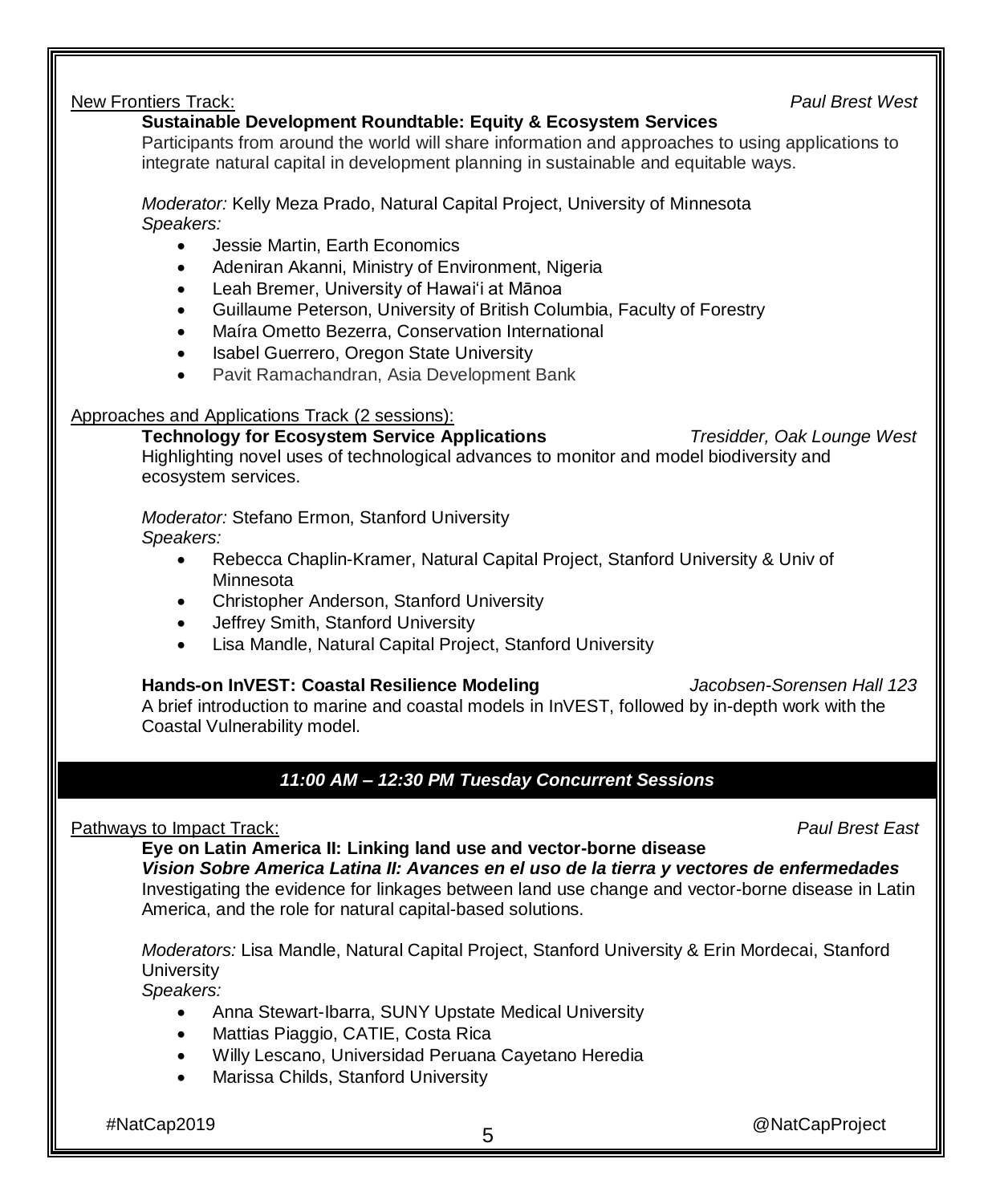New Frontiers Track: *Paul Brest West*

**Sustainable Development Roundtable: Equity & Ecosystem Services**

Participants from around the world will share information and approaches to using applications to integrate natural capital in development planning in sustainable and equitable ways.

*Moderator:* Kelly Meza Prado, Natural Capital Project, University of Minnesota

*Speakers:*

- Jessie Martin, Earth Economics
- Adeniran Akanni, Ministry of Environment, Nigeria
- Leah Bremer, University of Hawaiʻi at Mānoa
- Guillaume Peterson, University of British Columbia, Faculty of Forestry
- Maíra Ometto Bezerra, Conservation International
- Isabel Guerrero, Oregon State University
- Pavit Ramachandran, Asia Development Bank

Approaches and Applications Track (2 sessions):

**Technology for Ecosystem Service Applications** *Tresidder, Oak Lounge West*

Highlighting novel uses of technological advances to monitor and model biodiversity and ecosystem services.

*Moderator:* Stefano Ermon, Stanford University

*Speakers:*

- Rebecca Chaplin-Kramer, Natural Capital Project, Stanford University & Univ of Minnesota
- Christopher Anderson, Stanford University
- Jeffrey Smith, Stanford University
- Lisa Mandle, Natural Capital Project, Stanford University

**Hands-on InVEST: Coastal Resilience Modeling** *Jacobsen-Sorensen Hall 123*

A brief introduction to marine and coastal models in InVEST, followed by in-depth work with the Coastal Vulnerability model.

## *11:00 AM – 12:30 PM Tuesday Concurrent Sessions*

Pathways to Impact Track: *Paul Brest East*

**Eye on Latin America II: Linking land use and vector-borne disease**

***Vision Sobre America Latina II: Avances en el uso de la tierra y vectores de enfermedades***

Investigating the evidence for linkages between land use change and vector-borne disease in Latin America, and the role for natural capital-based solutions.

*Moderators:* Lisa Mandle, Natural Capital Project, Stanford University & Erin Mordecai, Stanford University

*Speakers:*

- Anna Stewart-Ibarra, SUNY Upstate Medical University
- Mattias Piaggio, CATIE, Costa Rica
- Willy Lescano, Universidad Peruana Cayetano Heredia
- Marissa Childs, Stanford University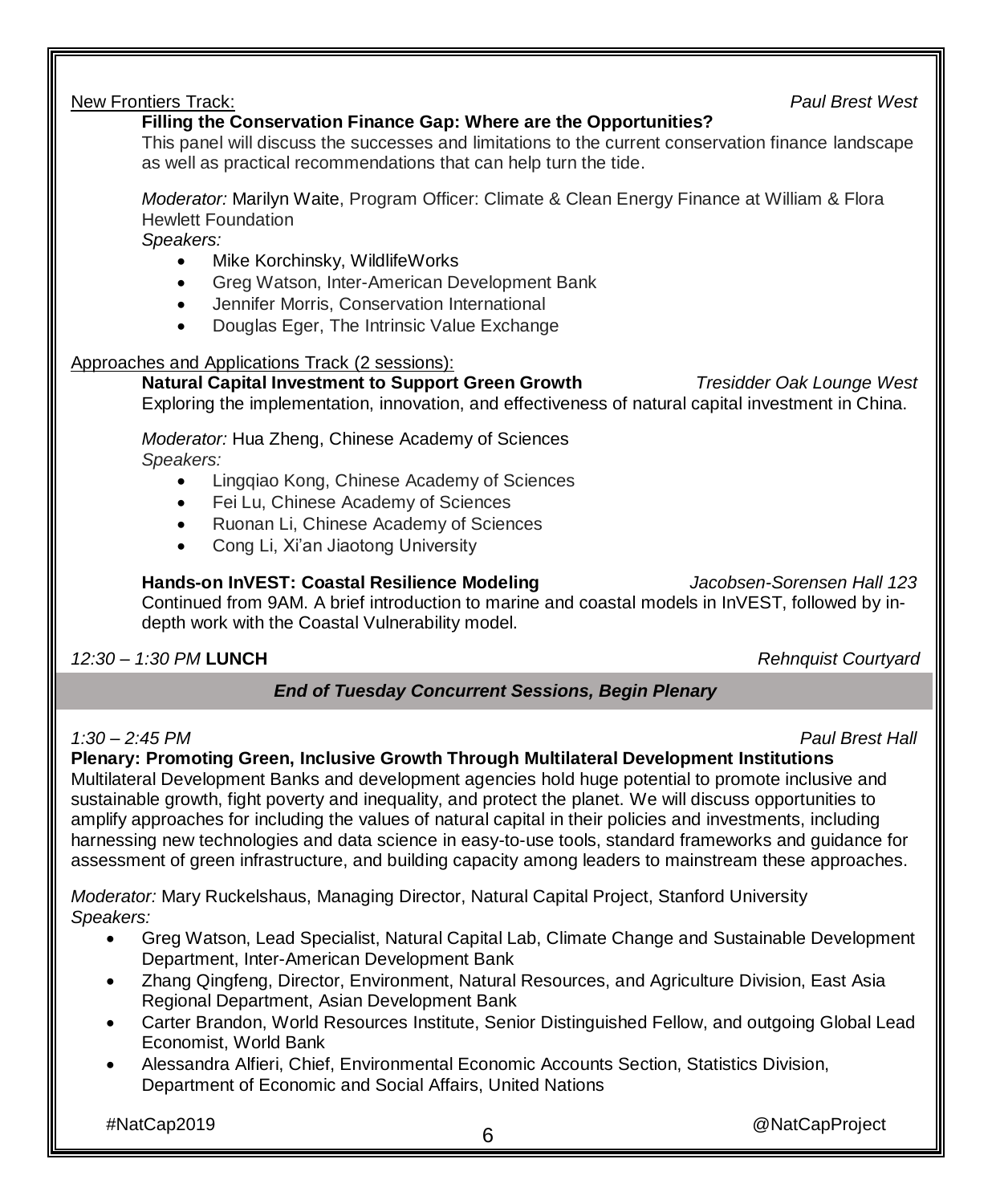New Frontiers Track: *Paul Brest West*

**Filling the Conservation Finance Gap: Where are the Opportunities?**

This panel will discuss the successes and limitations to the current conservation finance landscape as well as practical recommendations that can help turn the tide.

*Moderator:* Marilyn Waite, Program Officer: Climate & Clean Energy Finance at William & Flora Hewlett Foundation

*Speakers:*

- Mike Korchinsky, WildlifeWorks
- Greg Watson, Inter-American Development Bank
- Jennifer Morris, Conservation International
- Douglas Eger, The Intrinsic Value Exchange

Approaches and Applications Track (2 sessions):

**Natural Capital Investment to Support Green Growth** *Tresidder Oak Lounge West*

Exploring the implementation, innovation, and effectiveness of natural capital investment in China.

*Moderator:* Hua Zheng, Chinese Academy of Sciences

*Speakers:*

- Lingqiao Kong, Chinese Academy of Sciences
- Fei Lu, Chinese Academy of Sciences
- Ruonan Li, Chinese Academy of Sciences
- Cong Li, Xi'an Jiaotong University

**Hands-on InVEST: Coastal Resilience Modeling** *Jacobsen-Sorensen Hall 123*

Continued from 9AM. A brief introduction to marine and coastal models in InVEST, followed by in-depth work with the Coastal Vulnerability model.

*12:30 – 1:30 PM* **LUNCH** *Rehnquist Courtyard*

***End of Tuesday Concurrent Sessions, Begin Plenary***

*1:30 – 2:45 PM* *Paul Brest Hall*

**Plenary: Promoting Green, Inclusive Growth Through Multilateral Development Institutions**

Multilateral Development Banks and development agencies hold huge potential to promote inclusive and sustainable growth, fight poverty and inequality, and protect the planet. We will discuss opportunities to amplify approaches for including the values of natural capital in their policies and investments, including harnessing new technologies and data science in easy-to-use tools, standard frameworks and guidance for assessment of green infrastructure, and building capacity among leaders to mainstream these approaches.

*Moderator:* Mary Ruckelshaus, Managing Director, Natural Capital Project, Stanford University

*Speakers:*

- Greg Watson, Lead Specialist, Natural Capital Lab, Climate Change and Sustainable Development Department, Inter-American Development Bank
- Zhang Qingfeng, Director, Environment, Natural Resources, and Agriculture Division, East Asia Regional Department, Asian Development Bank
- Carter Brandon, World Resources Institute, Senior Distinguished Fellow, and outgoing Global Lead Economist, World Bank
- Alessandra Alfieri, Chief, Environmental Economic Accounts Section, Statistics Division, Department of Economic and Social Affairs, United Nations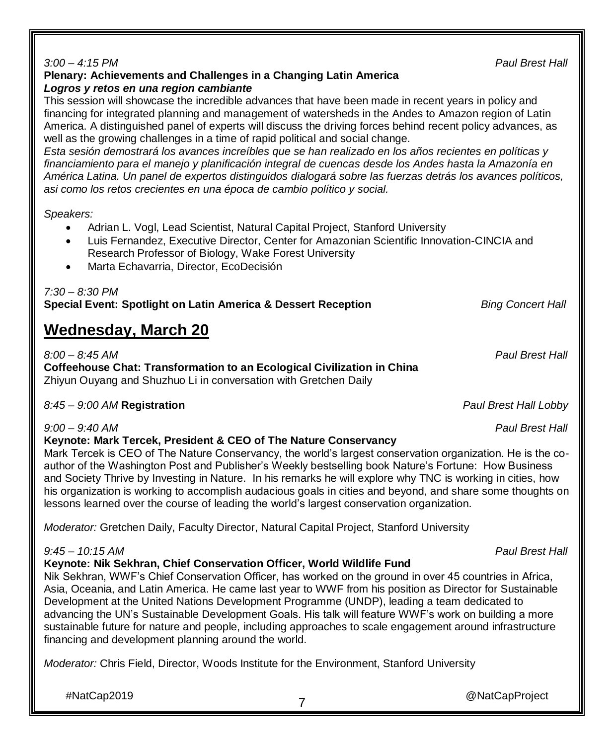*3:00 – 4:15 PM* *Paul Brest Hall*

**Plenary: Achievements and Challenges in a Changing Latin America**
***Logros y retos en una region cambiante***

This session will showcase the incredible advances that have been made in recent years in policy and financing for integrated planning and management of watersheds in the Andes to Amazon region of Latin America. A distinguished panel of experts will discuss the driving forces behind recent policy advances, as well as the growing challenges in a time of rapid political and social change.

*Esta sesión demostrará los avances increíbles que se han realizado en los años recientes en políticas y financiamiento para el manejo y planificación integral de cuencas desde los Andes hasta la Amazonía en América Latina. Un panel de expertos distinguidos dialogará sobre las fuerzas detrás los avances políticos, asi como los retos crecientes en una época de cambio político y social.*

*Speakers:*

- Adrian L. Vogl, Lead Scientist, Natural Capital Project, Stanford University
- Luis Fernandez, Executive Director, Center for Amazonian Scientific Innovation-CINCIA and Research Professor of Biology, Wake Forest University
- Marta Echavarria, Director, EcoDecisión

*7:30 – 8:30 PM*
**Special Event: Spotlight on Latin America & Dessert Reception** *Bing Concert Hall*

## Wednesday, March 20

*8:00 – 8:45 AM* *Paul Brest Hall*

**Coffeehouse Chat: Transformation to an Ecological Civilization in China**
Zhiyun Ouyang and Shuzhuo Li in conversation with Gretchen Daily

*8:45 – 9:00 AM* **Registration** *Paul Brest Hall Lobby*

*9:00 – 9:40 AM* *Paul Brest Hall*

**Keynote: Mark Tercek, President & CEO of The Nature Conservancy**

Mark Tercek is CEO of The Nature Conservancy, the world's largest conservation organization. He is the co-author of the Washington Post and Publisher's Weekly bestselling book Nature's Fortune: How Business and Society Thrive by Investing in Nature. In his remarks he will explore why TNC is working in cities, how his organization is working to accomplish audacious goals in cities and beyond, and share some thoughts on lessons learned over the course of leading the world's largest conservation organization.

*Moderator:* Gretchen Daily, Faculty Director, Natural Capital Project, Stanford University

*9:45 – 10:15 AM* *Paul Brest Hall*

**Keynote: Nik Sekhran, Chief Conservation Officer, World Wildlife Fund**

Nik Sekhran, WWF's Chief Conservation Officer, has worked on the ground in over 45 countries in Africa, Asia, Oceania, and Latin America. He came last year to WWF from his position as Director for Sustainable Development at the United Nations Development Programme (UNDP), leading a team dedicated to advancing the UN's Sustainable Development Goals. His talk will feature WWF's work on building a more sustainable future for nature and people, including approaches to scale engagement around infrastructure financing and development planning around the world.

*Moderator:* Chris Field, Director, Woods Institute for the Environment, Stanford University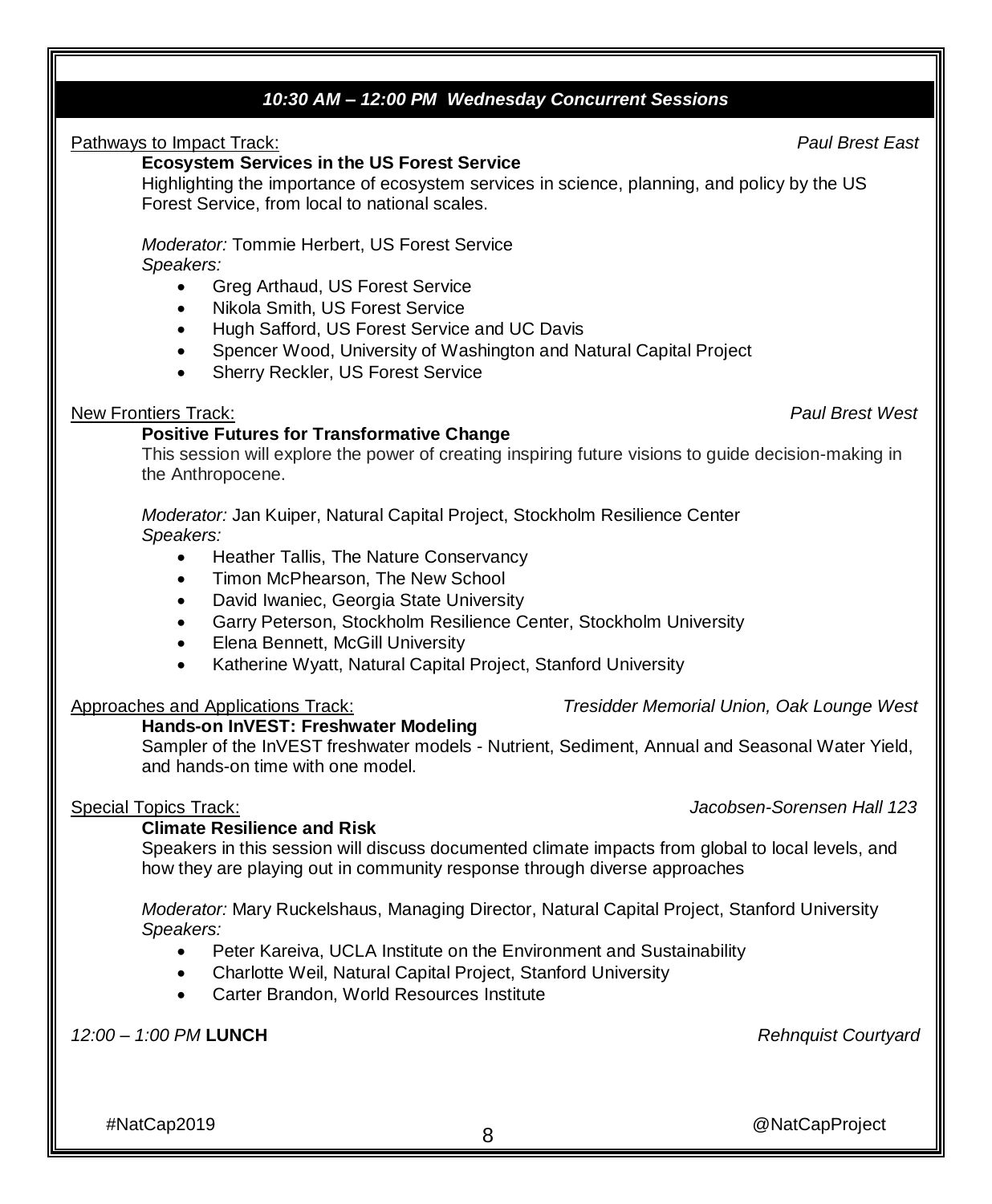## *10:30 AM – 12:00 PM Wednesday Concurrent Sessions*

Pathways to Impact Track: *Paul Brest East*

**Ecosystem Services in the US Forest Service**

Highlighting the importance of ecosystem services in science, planning, and policy by the US Forest Service, from local to national scales.

*Moderator:* Tommie Herbert, US Forest Service

*Speakers:*

- Greg Arthaud, US Forest Service
- Nikola Smith, US Forest Service
- Hugh Safford, US Forest Service and UC Davis
- Spencer Wood, University of Washington and Natural Capital Project
- Sherry Reckler, US Forest Service

New Frontiers Track: *Paul Brest West*

**Positive Futures for Transformative Change**

This session will explore the power of creating inspiring future visions to guide decision-making in the Anthropocene.

*Moderator:* Jan Kuiper, Natural Capital Project, Stockholm Resilience Center

*Speakers:*

- Heather Tallis, The Nature Conservancy
- Timon McPhearson, The New School
- David Iwaniec, Georgia State University
- Garry Peterson, Stockholm Resilience Center, Stockholm University
- Elena Bennett, McGill University
- Katherine Wyatt, Natural Capital Project, Stanford University

Approaches and Applications Track: *Tresidder Memorial Union, Oak Lounge West*

**Hands-on InVEST: Freshwater Modeling**

Sampler of the InVEST freshwater models - Nutrient, Sediment, Annual and Seasonal Water Yield, and hands-on time with one model.

Special Topics Track: *Jacobsen-Sorensen Hall 123*

**Climate Resilience and Risk**

Speakers in this session will discuss documented climate impacts from global to local levels, and how they are playing out in community response through diverse approaches

*Moderator:* Mary Ruckelshaus, Managing Director, Natural Capital Project, Stanford University

*Speakers:*

- Peter Kareiva, UCLA Institute on the Environment and Sustainability
- Charlotte Weil, Natural Capital Project, Stanford University
- Carter Brandon, World Resources Institute

*12:00 – 1:00 PM* **LUNCH** *Rehnquist Courtyard*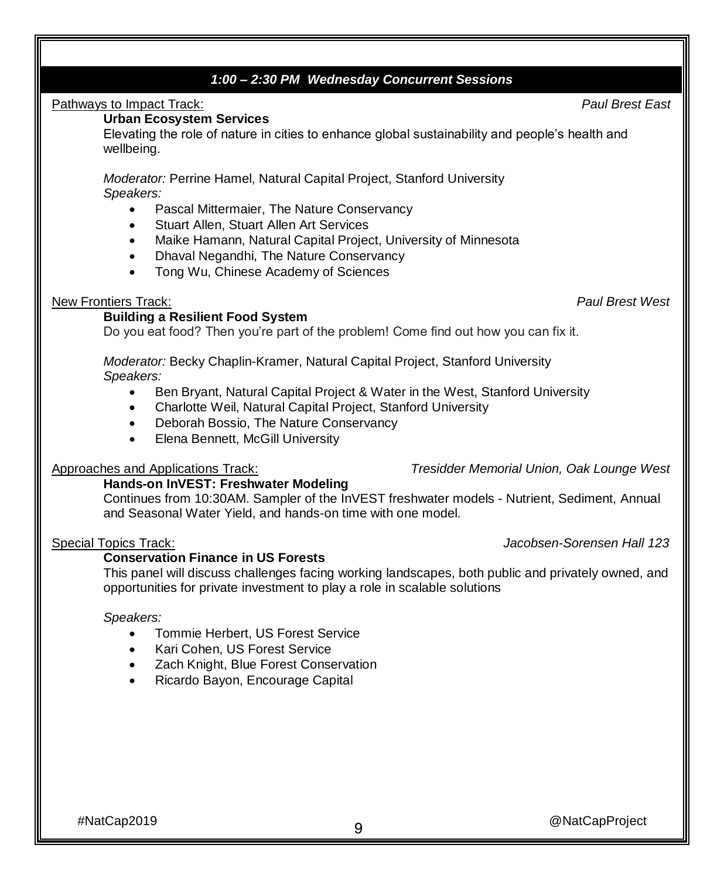## 1:00 – 2:30 PM Wednesday Concurrent Sessions

Pathways to Impact Track: *Paul Brest East*

**Urban Ecosystem Services**

Elevating the role of nature in cities to enhance global sustainability and people's health and wellbeing.

*Moderator:* Perrine Hamel, Natural Capital Project, Stanford University

*Speakers:*

- Pascal Mittermaier, The Nature Conservancy
- Stuart Allen, Stuart Allen Art Services
- Maike Hamann, Natural Capital Project, University of Minnesota
- Dhaval Negandhi, The Nature Conservancy
- Tong Wu, Chinese Academy of Sciences

New Frontiers Track: *Paul Brest West*

**Building a Resilient Food System**

Do you eat food? Then you're part of the problem! Come find out how you can fix it.

*Moderator:* Becky Chaplin-Kramer, Natural Capital Project, Stanford University

*Speakers:*

- Ben Bryant, Natural Capital Project & Water in the West, Stanford University
- Charlotte Weil, Natural Capital Project, Stanford University
- Deborah Bossio, The Nature Conservancy
- Elena Bennett, McGill University

Approaches and Applications Track: *Tresidder Memorial Union, Oak Lounge West*

**Hands-on InVEST: Freshwater Modeling**

Continues from 10:30AM. Sampler of the InVEST freshwater models - Nutrient, Sediment, Annual and Seasonal Water Yield, and hands-on time with one model.

Special Topics Track: *Jacobsen-Sorensen Hall 123*

**Conservation Finance in US Forests**

This panel will discuss challenges facing working landscapes, both public and privately owned, and opportunities for private investment to play a role in scalable solutions

*Speakers:*

- Tommie Herbert, US Forest Service
- Kari Cohen, US Forest Service
- Zach Knight, Blue Forest Conservation
- Ricardo Bayon, Encourage Capital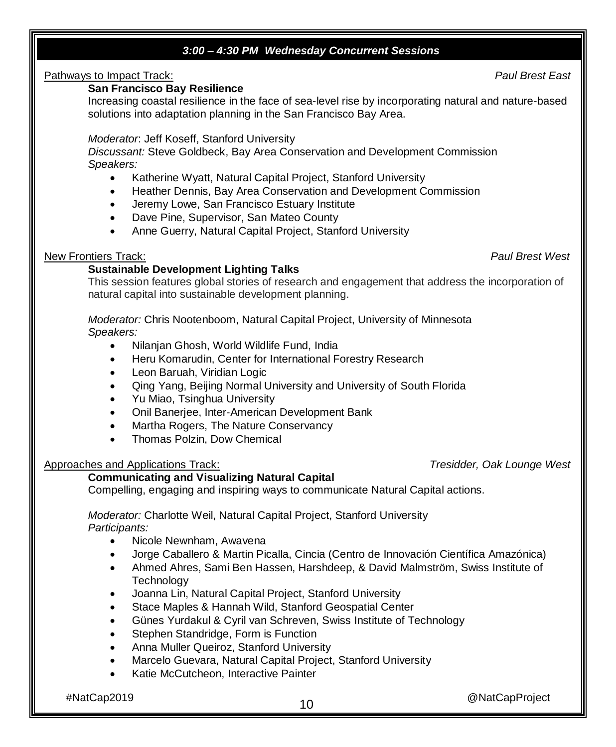## *3:00 – 4:30 PM Wednesday Concurrent Sessions*

Pathways to Impact Track: *Paul Brest East*

**San Francisco Bay Resilience**

Increasing coastal resilience in the face of sea-level rise by incorporating natural and nature-based solutions into adaptation planning in the San Francisco Bay Area.

*Moderator*: Jeff Koseff, Stanford University
*Discussant:* Steve Goldbeck, Bay Area Conservation and Development Commission
*Speakers:*

- Katherine Wyatt, Natural Capital Project, Stanford University
- Heather Dennis, Bay Area Conservation and Development Commission
- Jeremy Lowe, San Francisco Estuary Institute
- Dave Pine, Supervisor, San Mateo County
- Anne Guerry, Natural Capital Project, Stanford University

New Frontiers Track: *Paul Brest West*

**Sustainable Development Lighting Talks**

This session features global stories of research and engagement that address the incorporation of natural capital into sustainable development planning.

*Moderator:* Chris Nootenboom, Natural Capital Project, University of Minnesota
*Speakers:*

- Nilanjan Ghosh, World Wildlife Fund, India
- Heru Komarudin, Center for International Forestry Research
- Leon Baruah, Viridian Logic
- Qing Yang, Beijing Normal University and University of South Florida
- Yu Miao, Tsinghua University
- Onil Banerjee, Inter-American Development Bank
- Martha Rogers, The Nature Conservancy
- Thomas Polzin, Dow Chemical

Approaches and Applications Track: *Tresidder, Oak Lounge West*

**Communicating and Visualizing Natural Capital**

Compelling, engaging and inspiring ways to communicate Natural Capital actions.

*Moderator:* Charlotte Weil, Natural Capital Project, Stanford University
*Participants:*

- Nicole Newnham, Awavena
- Jorge Caballero & Martin Picalla, Cincia (Centro de Innovación Científica Amazónica)
- Ahmed Ahres, Sami Ben Hassen, Harshdeep, & David Malmström, Swiss Institute of Technology
- Joanna Lin, Natural Capital Project, Stanford University
- Stace Maples & Hannah Wild, Stanford Geospatial Center
- Günes Yurdakul & Cyril van Schreven, Swiss Institute of Technology
- Stephen Standridge, Form is Function
- Anna Muller Queiroz, Stanford University
- Marcelo Guevara, Natural Capital Project, Stanford University
- Katie McCutcheon, Interactive Painter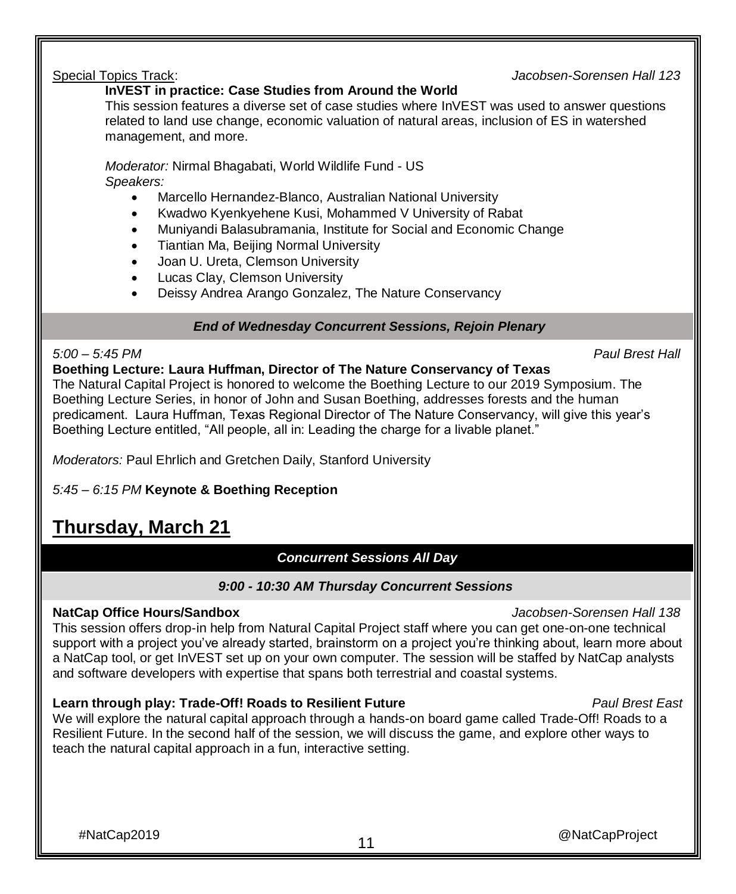Special Topics Track: *Jacobsen-Sorensen Hall 123*

**InVEST in practice: Case Studies from Around the World**

This session features a diverse set of case studies where InVEST was used to answer questions related to land use change, economic valuation of natural areas, inclusion of ES in watershed management, and more.

*Moderator:* Nirmal Bhagabati, World Wildlife Fund - US

*Speakers:*

- Marcello Hernandez-Blanco, Australian National University
- Kwadwo Kyenkyehene Kusi, Mohammed V University of Rabat
- Muniyandi Balasubramania, Institute for Social and Economic Change
- Tiantian Ma, Beijing Normal University
- Joan U. Ureta, Clemson University
- Lucas Clay, Clemson University
- Deissy Andrea Arango Gonzalez, The Nature Conservancy

***End of Wednesday Concurrent Sessions, Rejoin Plenary***

*5:00 – 5:45 PM* *Paul Brest Hall*

**Boething Lecture: Laura Huffman, Director of The Nature Conservancy of Texas**

The Natural Capital Project is honored to welcome the Boething Lecture to our 2019 Symposium. The Boething Lecture Series, in honor of John and Susan Boething, addresses forests and the human predicament. Laura Huffman, Texas Regional Director of The Nature Conservancy, will give this year's Boething Lecture entitled, "All people, all in: Leading the charge for a livable planet."

*Moderators:* Paul Ehrlich and Gretchen Daily, Stanford University

*5:45 – 6:15 PM* **Keynote & Boething Reception**

## Thursday, March 21

***Concurrent Sessions All Day***

***9:00 - 10:30 AM Thursday Concurrent Sessions***

**NatCap Office Hours/Sandbox** *Jacobsen-Sorensen Hall 138*

This session offers drop-in help from Natural Capital Project staff where you can get one-on-one technical support with a project you've already started, brainstorm on a project you're thinking about, learn more about a NatCap tool, or get InVEST set up on your own computer. The session will be staffed by NatCap analysts and software developers with expertise that spans both terrestrial and coastal systems.

**Learn through play: Trade-Off! Roads to Resilient Future** *Paul Brest East*

We will explore the natural capital approach through a hands-on board game called Trade-Off! Roads to a Resilient Future. In the second half of the session, we will discuss the game, and explore other ways to teach the natural capital approach in a fun, interactive setting.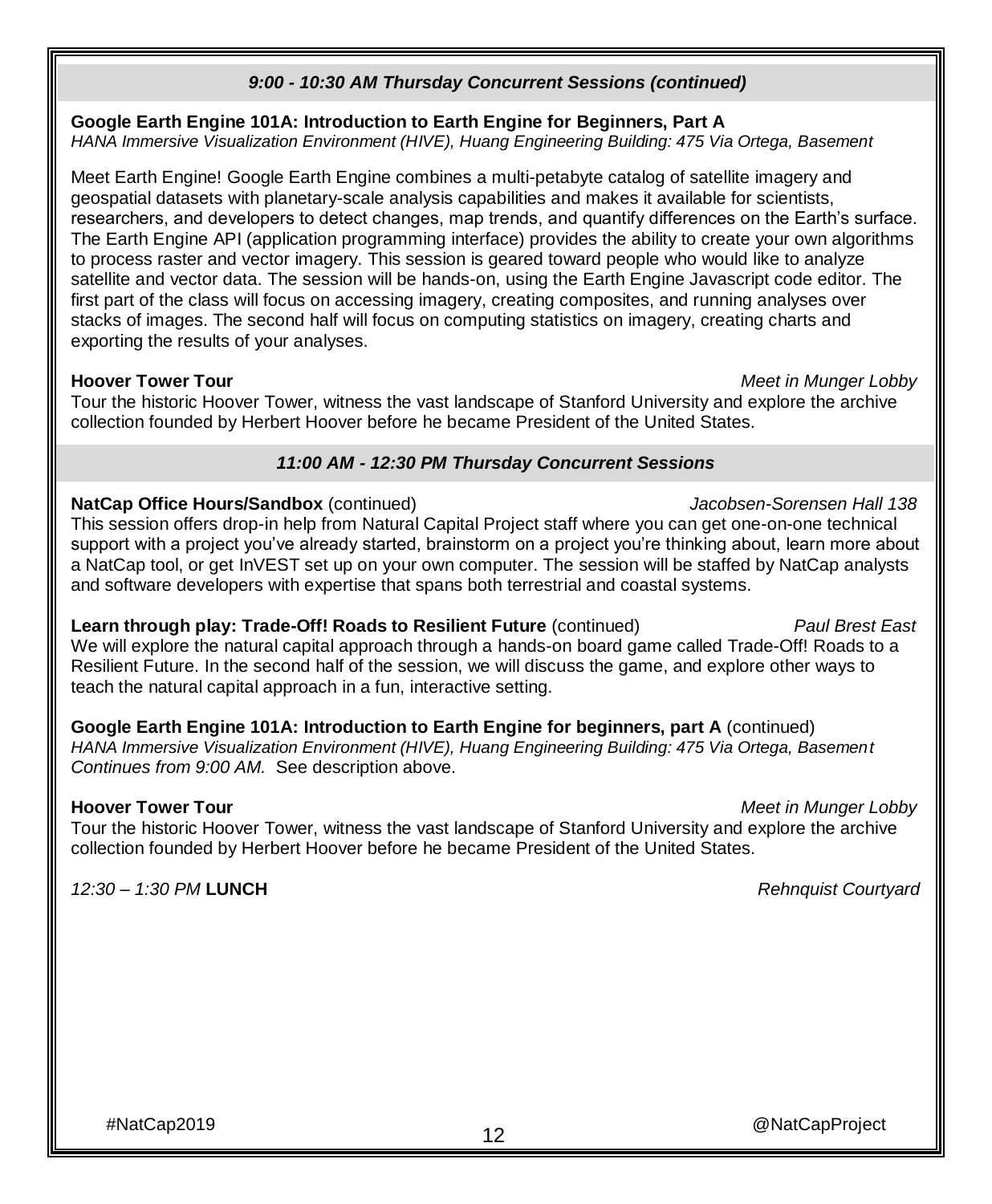### *9:00 - 10:30 AM Thursday Concurrent Sessions (continued)*

**Google Earth Engine 101A: Introduction to Earth Engine for Beginners, Part A**
*HANA Immersive Visualization Environment (HIVE), Huang Engineering Building: 475 Via Ortega, Basement*

Meet Earth Engine! Google Earth Engine combines a multi-petabyte catalog of satellite imagery and geospatial datasets with planetary-scale analysis capabilities and makes it available for scientists, researchers, and developers to detect changes, map trends, and quantify differences on the Earth's surface. The Earth Engine API (application programming interface) provides the ability to create your own algorithms to process raster and vector imagery. This session is geared toward people who would like to analyze satellite and vector data. The session will be hands-on, using the Earth Engine Javascript code editor. The first part of the class will focus on accessing imagery, creating composites, and running analyses over stacks of images. The second half will focus on computing statistics on imagery, creating charts and exporting the results of your analyses.

**Hoover Tower Tour** *Meet in Munger Lobby*
Tour the historic Hoover Tower, witness the vast landscape of Stanford University and explore the archive collection founded by Herbert Hoover before he became President of the United States.

### *11:00 AM - 12:30 PM Thursday Concurrent Sessions*

**NatCap Office Hours/Sandbox** (continued) *Jacobsen-Sorensen Hall 138*
This session offers drop-in help from Natural Capital Project staff where you can get one-on-one technical support with a project you've already started, brainstorm on a project you're thinking about, learn more about a NatCap tool, or get InVEST set up on your own computer. The session will be staffed by NatCap analysts and software developers with expertise that spans both terrestrial and coastal systems.

**Learn through play: Trade-Off! Roads to Resilient Future** (continued) *Paul Brest East*
We will explore the natural capital approach through a hands-on board game called Trade-Off! Roads to a Resilient Future. In the second half of the session, we will discuss the game, and explore other ways to teach the natural capital approach in a fun, interactive setting.

**Google Earth Engine 101A: Introduction to Earth Engine for beginners, part A** (continued)
*HANA Immersive Visualization Environment (HIVE), Huang Engineering Building: 475 Via Ortega, Basement*
*Continues from 9:00 AM.* See description above.

**Hoover Tower Tour** *Meet in Munger Lobby*
Tour the historic Hoover Tower, witness the vast landscape of Stanford University and explore the archive collection founded by Herbert Hoover before he became President of the United States.

*12:30 – 1:30 PM* **LUNCH** *Rehnquist Courtyard*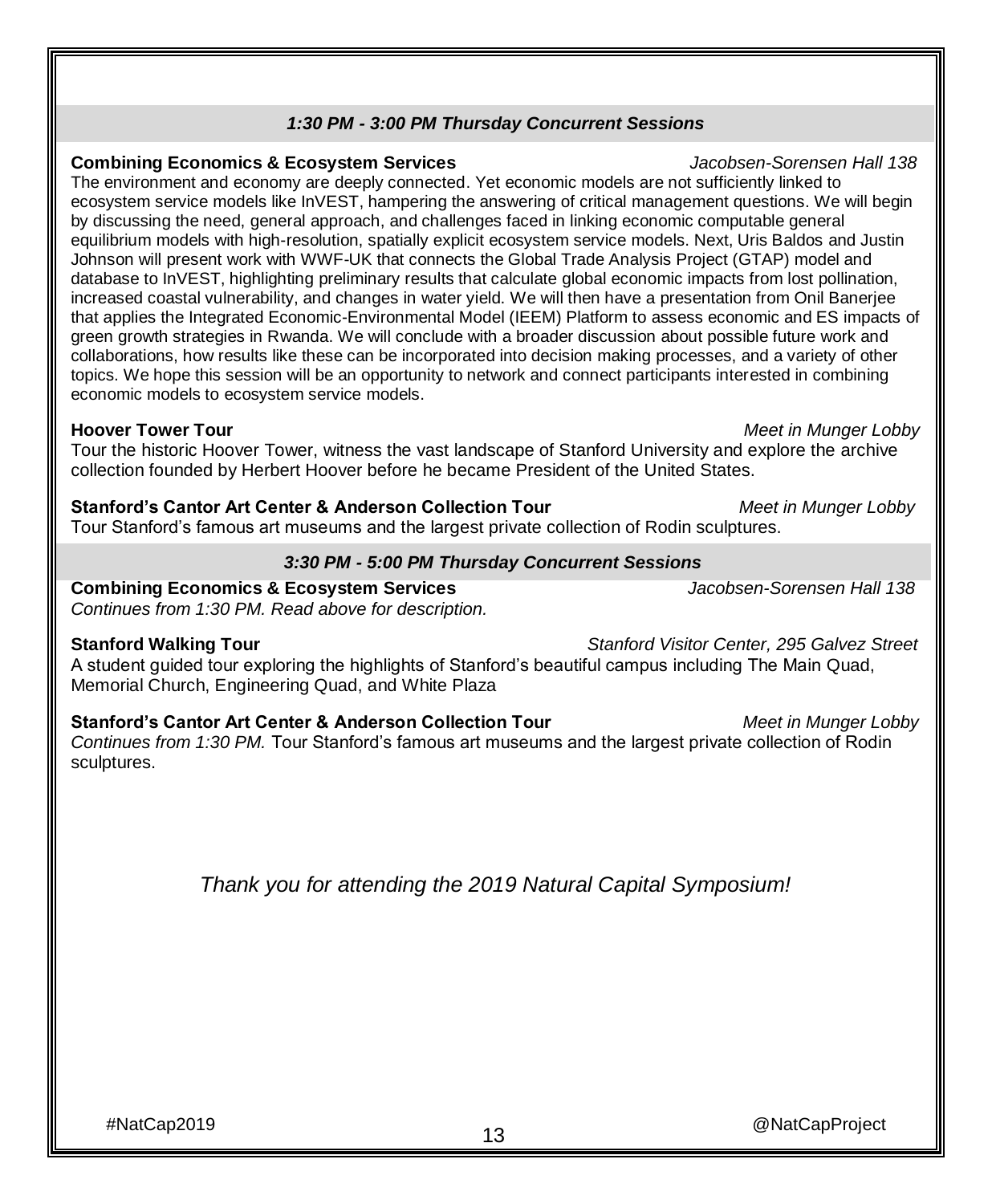## *1:30 PM - 3:00 PM Thursday Concurrent Sessions*

**Combining Economics & Ecosystem Services** *Jacobsen-Sorensen Hall 138*

The environment and economy are deeply connected. Yet economic models are not sufficiently linked to ecosystem service models like InVEST, hampering the answering of critical management questions. We will begin by discussing the need, general approach, and challenges faced in linking economic computable general equilibrium models with high-resolution, spatially explicit ecosystem service models. Next, Uris Baldos and Justin Johnson will present work with WWF-UK that connects the Global Trade Analysis Project (GTAP) model and database to InVEST, highlighting preliminary results that calculate global economic impacts from lost pollination, increased coastal vulnerability, and changes in water yield. We will then have a presentation from Onil Banerjee that applies the Integrated Economic-Environmental Model (IEEM) Platform to assess economic and ES impacts of green growth strategies in Rwanda. We will conclude with a broader discussion about possible future work and collaborations, how results like these can be incorporated into decision making processes, and a variety of other topics. We hope this session will be an opportunity to network and connect participants interested in combining economic models to ecosystem service models.

**Hoover Tower Tour** *Meet in Munger Lobby*

Tour the historic Hoover Tower, witness the vast landscape of Stanford University and explore the archive collection founded by Herbert Hoover before he became President of the United States.

**Stanford's Cantor Art Center & Anderson Collection Tour** *Meet in Munger Lobby*

Tour Stanford's famous art museums and the largest private collection of Rodin sculptures.

## *3:30 PM - 5:00 PM Thursday Concurrent Sessions*

**Combining Economics & Ecosystem Services** *Jacobsen-Sorensen Hall 138*

*Continues from 1:30 PM. Read above for description.*

**Stanford Walking Tour** *Stanford Visitor Center, 295 Galvez Street*

A student guided tour exploring the highlights of Stanford's beautiful campus including The Main Quad, Memorial Church, Engineering Quad, and White Plaza

**Stanford's Cantor Art Center & Anderson Collection Tour** *Meet in Munger Lobby*

*Continues from 1:30 PM.* Tour Stanford's famous art museums and the largest private collection of Rodin sculptures.

*Thank you for attending the 2019 Natural Capital Symposium!*